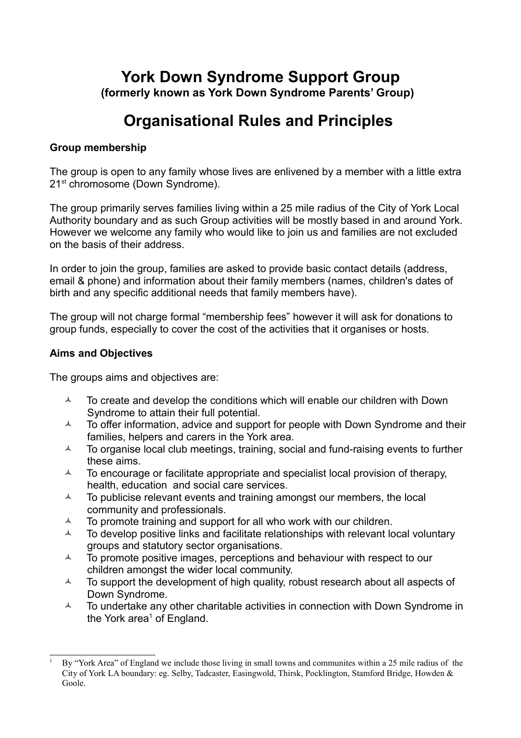# York Down Syndrome Support Group

**(formerly known as York Down Syndrome Parents' Group)**

# Organisational Rules and Principles

### Group membership

The group is open to any family whose lives are enlivened by a member with a little extra 21st chromosome (Down Syndrome).

The group primarily serves families living within a 25 mile radius of the City of York Local Authority boundary and as such Group activities will be mostly based in and around York. However we welcome any family who would like to join us and families are not excluded on the basis of their address.

In order to join the group, families are asked to provide basic contact details (address, email & phone) and information about their family members (names, children's dates of birth and any specific additional needs that family members have).

The group will not charge formal "membership fees" however it will ask for donations to group funds, especially to cover the cost of the activities that it organises or hosts.

### Aims and Objectives

The groups aims and objectives are:

- To create and develop the conditions which will enable our children with Down Syndrome to attain their full potential.
- To offer information, advice and support for people with Down Syndrome and their families, helpers and carers in the York area.
- To organise local club meetings, training, social and fund-raising events to further these aims.
- To encourage or facilitate appropriate and specialist local provision of therapy, health, education and social care services.
- To publicise relevant events and training amongst our members, the local community and professionals.
- To promote training and support for all who work with our children.
- To develop positive links and facilitate relationships with relevant local voluntary groups and statutory sector organisations.
- To promote positive images, perceptions and behaviour with respect to our children amongst the wider local community.
- To support the development of high quality, robust research about all aspects of Down Syndrome.
- To undertake any other charitable activities in connection with Down Syndrome in the York area[1] of England.

[1] By "York Area" of England we include those living in small towns and communites within a 25 mile radius of the City of York LA boundary: eg. Selby, Tadcaster, Easingwold, Thirsk, Pocklington, Stamford Bridge, Howden & Goole.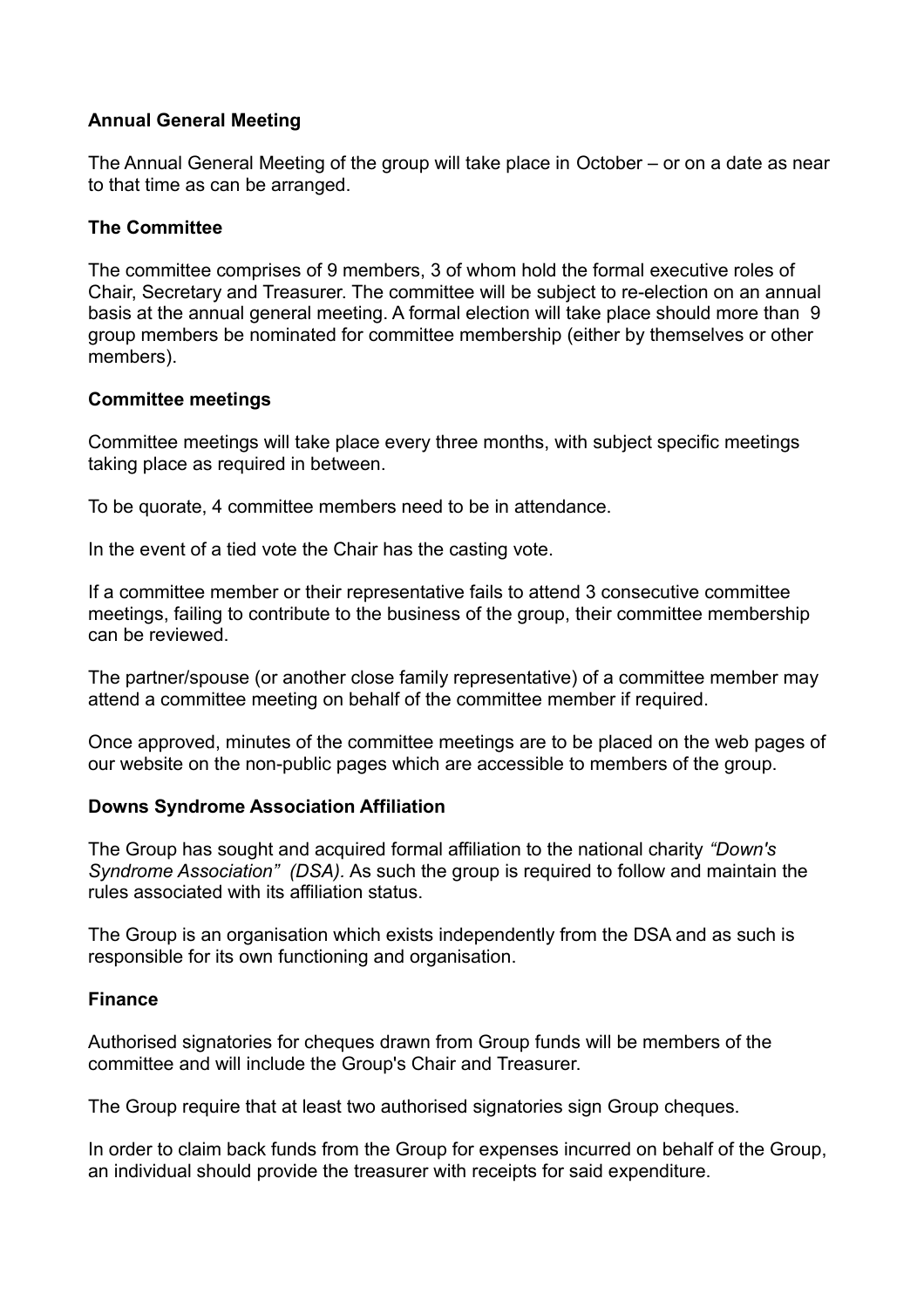**Annual General Meeting**

The Annual General Meeting of the group will take place in October – or on a date as near to that time as can be arranged.

**The Committee**

The committee comprises of 9 members, 3 of whom hold the formal executive roles of Chair, Secretary and Treasurer. The committee will be subject to re-election on an annual basis at the annual general meeting. A formal election will take place should more than 9 group members be nominated for committee membership (either by themselves or other members).

**Committee meetings**

Committee meetings will take place every three months, with subject specific meetings taking place as required in between.

To be quorate, 4 committee members need to be in attendance.

In the event of a tied vote the Chair has the casting vote.

If a committee member or their representative fails to attend 3 consecutive committee meetings, failing to contribute to the business of the group, their committee membership can be reviewed.

The partner/spouse (or another close family representative) of a committee member may attend a committee meeting on behalf of the committee member if required.

Once approved, minutes of the committee meetings are to be placed on the web pages of our website on the non-public pages which are accessible to members of the group.

**Downs Syndrome Association Affiliation**

The Group has sought and acquired formal affiliation to the national charity *"Down's Syndrome Association" (DSA).* As such the group is required to follow and maintain the rules associated with its affiliation status.

The Group is an organisation which exists independently from the DSA and as such is responsible for its own functioning and organisation.

**Finance**

Authorised signatories for cheques drawn from Group funds will be members of the committee and will include the Group's Chair and Treasurer.

The Group require that at least two authorised signatories sign Group cheques.

In order to claim back funds from the Group for expenses incurred on behalf of the Group, an individual should provide the treasurer with receipts for said expenditure.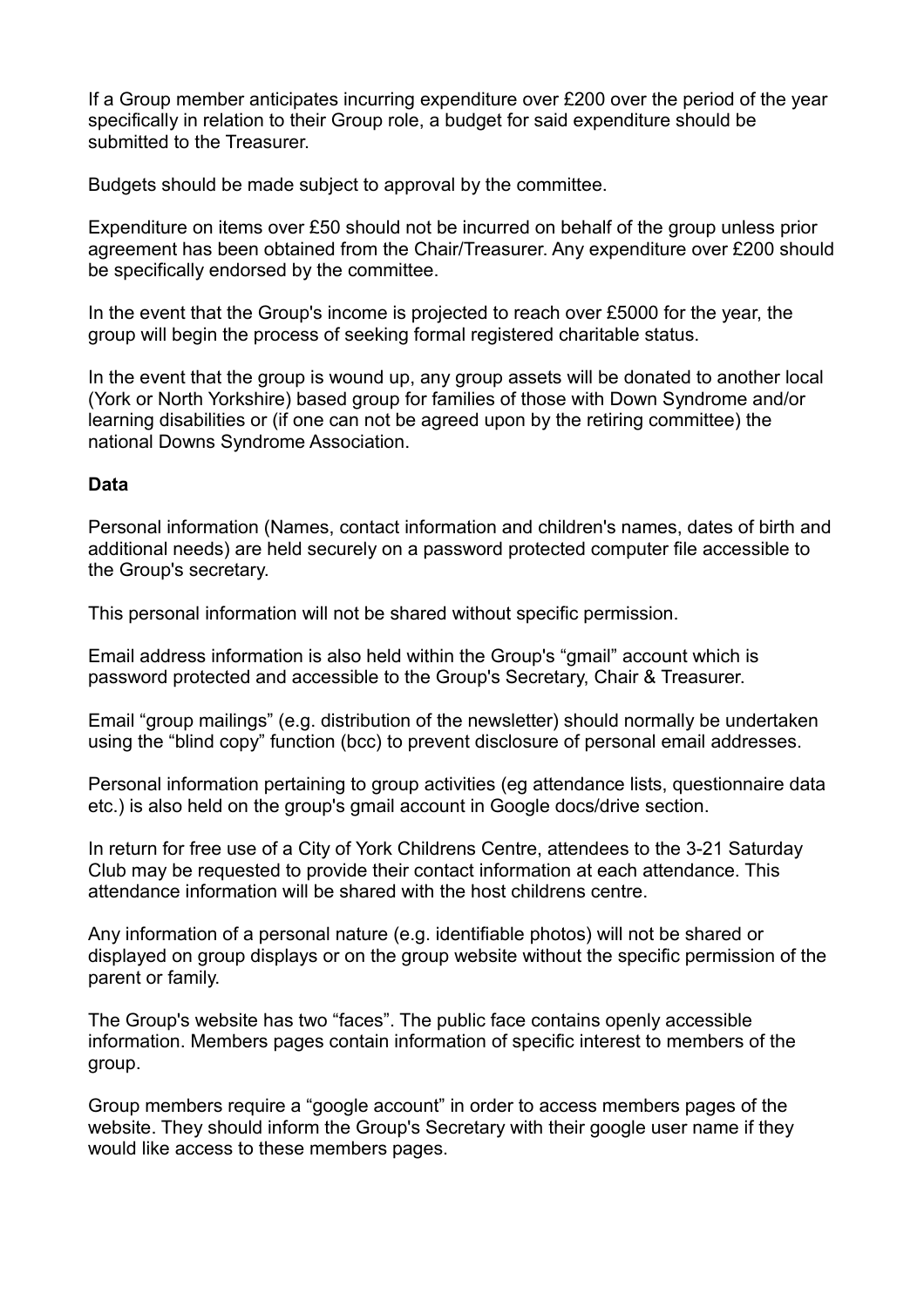If a Group member anticipates incurring expenditure over £200 over the period of the year specifically in relation to their Group role, a budget for said expenditure should be submitted to the Treasurer.

Budgets should be made subject to approval by the committee.

Expenditure on items over £50 should not be incurred on behalf of the group unless prior agreement has been obtained from the Chair/Treasurer. Any expenditure over £200 should be specifically endorsed by the committee.

In the event that the Group's income is projected to reach over £5000 for the year, the group will begin the process of seeking formal registered charitable status.

In the event that the group is wound up, any group assets will be donated to another local (York or North Yorkshire) based group for families of those with Down Syndrome and/or learning disabilities or (if one can not be agreed upon by the retiring committee) the national Downs Syndrome Association.

**Data**

Personal information (Names, contact information and children's names, dates of birth and additional needs) are held securely on a password protected computer file accessible to the Group's secretary.

This personal information will not be shared without specific permission.

Email address information is also held within the Group's "gmail" account which is password protected and accessible to the Group's Secretary, Chair & Treasurer.

Email "group mailings" (e.g. distribution of the newsletter) should normally be undertaken using the "blind copy" function (bcc) to prevent disclosure of personal email addresses.

Personal information pertaining to group activities (eg attendance lists, questionnaire data etc.) is also held on the group's gmail account in Google docs/drive section.

In return for free use of a City of York Childrens Centre, attendees to the 3-21 Saturday Club may be requested to provide their contact information at each attendance. This attendance information will be shared with the host childrens centre.

Any information of a personal nature (e.g. identifiable photos) will not be shared or displayed on group displays or on the group website without the specific permission of the parent or family.

The Group's website has two "faces". The public face contains openly accessible information. Members pages contain information of specific interest to members of the group.

Group members require a "google account" in order to access members pages of the website. They should inform the Group's Secretary with their google user name if they would like access to these members pages.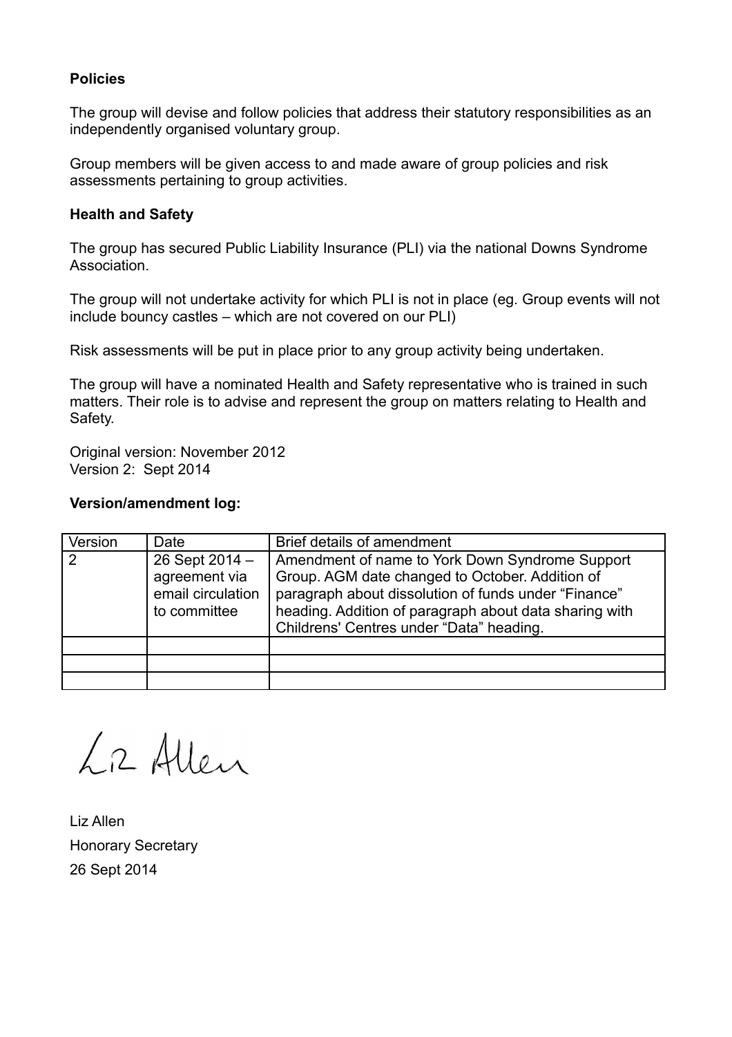**Policies**

The group will devise and follow policies that address their statutory responsibilities as an independently organised voluntary group.

Group members will be given access to and made aware of group policies and risk assessments pertaining to group activities.

**Health and Safety**

The group has secured Public Liability Insurance (PLI) via the national Downs Syndrome Association.

The group will not undertake activity for which PLI is not in place (eg. Group events will not include bouncy castles – which are not covered on our PLI)

Risk assessments will be put in place prior to any group activity being undertaken.

The group will have a nominated Health and Safety representative who is trained in such matters. Their role is to advise and represent the group on matters relating to Health and Safety.

Original version: November 2012
Version 2: Sept 2014

**Version/amendment log:**

| Version | Date | Brief details of amendment |
|---|---|---|
| 2 | 26 Sept 2014 – agreement via email circulation to committee | Amendment of name to York Down Syndrome Support Group. AGM date changed to October. Addition of paragraph about dissolution of funds under "Finance" heading. Addition of paragraph about data sharing with Childrens' Centres under "Data" heading. |
| | | |
| | | |
| | | |

Liz Allen

Liz Allen
Honorary Secretary
26 Sept 2014